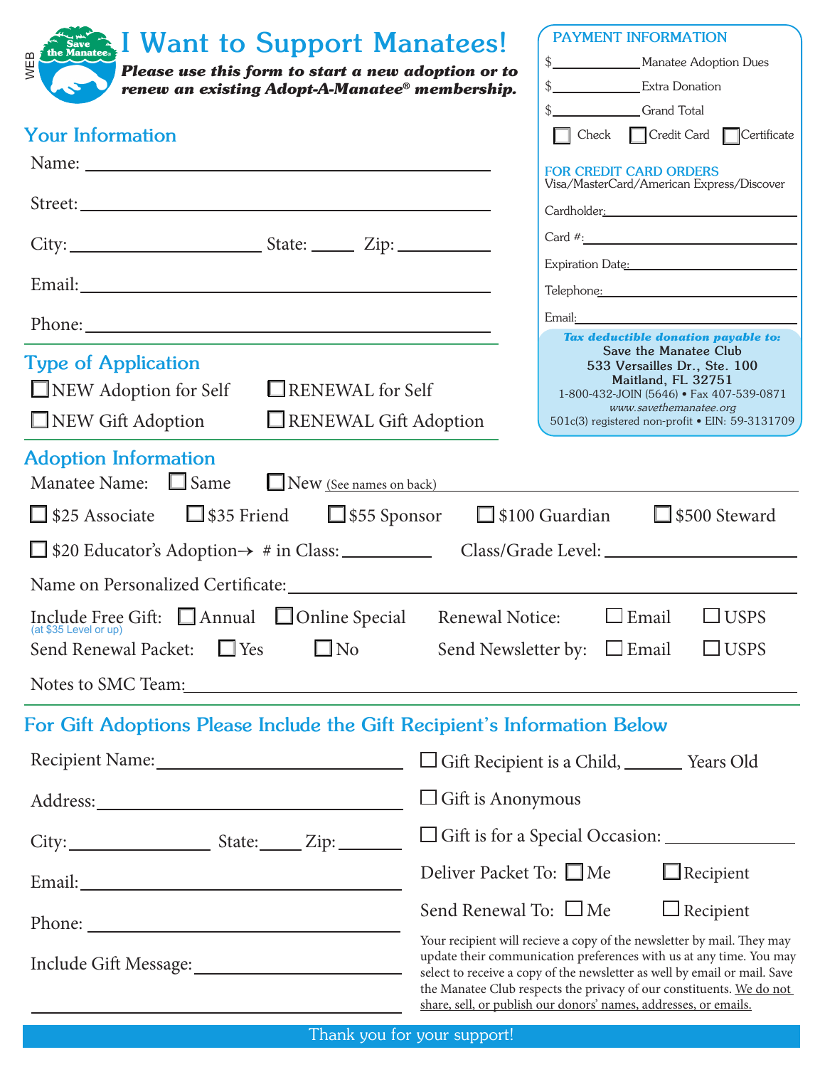WEB

# I Want to Support Manatees!

***Please use this form to start a new adoption or to renew an existing Adopt-A-Manatee® membership.***

## Your Information

Name: ____________________

Street: ____________________

City: __________ State: ____ Zip: ________

Email: ____________________

Phone: ____________________

## Type of Application

- ☐ NEW Adoption for Self
- ☐ RENEWAL for Self
- ☐ NEW Gift Adoption
- ☐ RENEWAL Gift Adoption

## PAYMENT INFORMATION

$__________ Manatee Adoption Dues

$__________ Extra Donation

$__________ Grand Total

☐ Check ☐ Credit Card ☐ Certificate

**FOR CREDIT CARD ORDERS**
Visa/MasterCard/American Express/Discover

Cardholder: ____________________

Card #: ____________________

Expiration Date: ____________________

Telephone: ____________________

Email: ____________________

***Tax deductible donation payable to:***
**Save the Manatee Club**
**533 Versailles Dr., Ste. 100**
**Maitland, FL 32751**
1-800-432-JOIN (5646) • Fax 407-539-0871
*www.savethemanatee.org*
501(c)(3) registered non-profit • EIN: 59-3131709

## Adoption Information

Manatee Name: ☐ Same ☐ New (See names on back) ____________________

☐ $25 Associate ☐ $35 Friend ☐ $55 Sponsor ☐ $100 Guardian ☐ $500 Steward

☐ $20 Educator's Adoption→ # in Class: ________ Class/Grade Level: ____________

Name on Personalized Certificate: ____________________

Include Free Gift: ☐ Annual ☐ Online Special (at $35 Level or up)

Renewal Notice: ☐ Email ☐ USPS

Send Renewal Packet: ☐ Yes ☐ No

Send Newsletter by: ☐ Email ☐ USPS

Notes to SMC Team: ____________________

## For Gift Adoptions Please Include the Gift Recipient's Information Below

Recipient Name: ____________________

Address: ____________________

City: __________ State: ____ Zip: ________

Email: ____________________

Phone: ____________________

Include Gift Message: ____________________

____________________

☐ Gift Recipient is a Child, ______ Years Old

☐ Gift is Anonymous

☐ Gift is for a Special Occasion: ____________

Deliver Packet To: ☐ Me ☐ Recipient

Send Renewal To: ☐ Me ☐ Recipient

Your recipient will recieve a copy of the newsletter by mail. They may update their communication preferences with us at any time. You may select to receive a copy of the newsletter as well by email or mail. Save the Manatee Club respects the privacy of our constituents. We do not share, sell, or publish our donors' names, addresses, or emails.

Thank you for your support!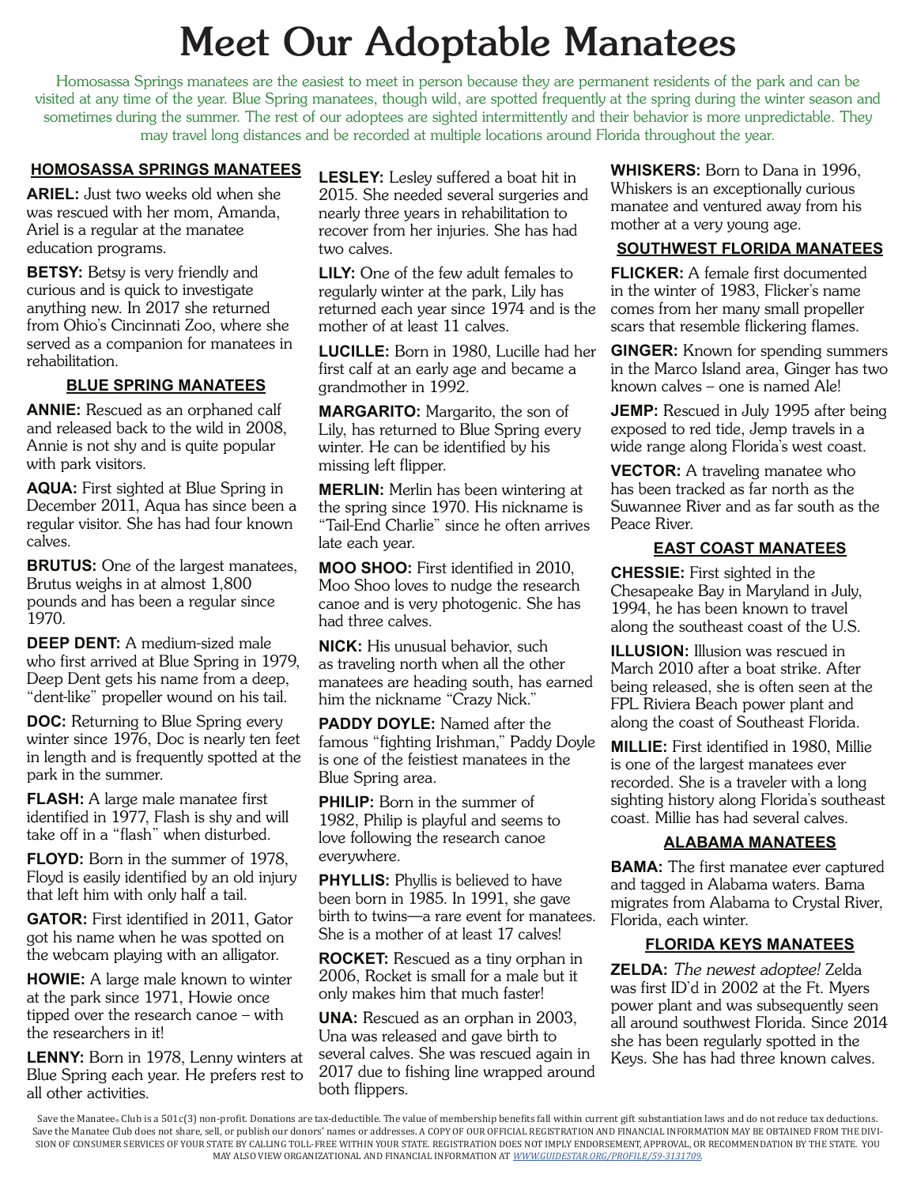# Meet Our Adoptable Manatees

Homosassa Springs manatees are the easiest to meet in person because they are permanent residents of the park and can be visited at any time of the year. Blue Spring manatees, though wild, are spotted frequently at the spring during the winter season and sometimes during the summer. The rest of our adoptees are sighted intermittently and their behavior is more unpredictable. They may travel long distances and be recorded at multiple locations around Florida throughout the year.

## HOMOSASSA SPRINGS MANATEES

**ARIEL:** Just two weeks old when she was rescued with her mom, Amanda, Ariel is a regular at the manatee education programs.

**BETSY:** Betsy is very friendly and curious and is quick to investigate anything new. In 2017 she returned from Ohio's Cincinnati Zoo, where she served as a companion for manatees in rehabilitation.

## BLUE SPRING MANATEES

**ANNIE:** Rescued as an orphaned calf and released back to the wild in 2008, Annie is not shy and is quite popular with park visitors.

**AQUA:** First sighted at Blue Spring in December 2011, Aqua has since been a regular visitor. She has had four known calves.

**BRUTUS:** One of the largest manatees, Brutus weighs in at almost 1,800 pounds and has been a regular since 1970.

**DEEP DENT:** A medium-sized male who first arrived at Blue Spring in 1979, Deep Dent gets his name from a deep, "dent-like" propeller wound on his tail.

**DOC:** Returning to Blue Spring every winter since 1976, Doc is nearly ten feet in length and is frequently spotted at the park in the summer.

**FLASH:** A large male manatee first identified in 1977, Flash is shy and will take off in a "flash" when disturbed.

**FLOYD:** Born in the summer of 1978, Floyd is easily identified by an old injury that left him with only half a tail.

**GATOR:** First identified in 2011, Gator got his name when he was spotted on the webcam playing with an alligator.

**HOWIE:** A large male known to winter at the park since 1971, Howie once tipped over the research canoe – with the researchers in it!

**LENNY:** Born in 1978, Lenny winters at Blue Spring each year. He prefers rest to all other activities.

**LESLEY:** Lesley suffered a boat hit in 2015. She needed several surgeries and nearly three years in rehabilitation to recover from her injuries. She has had two calves.

**LILY:** One of the few adult females to regularly winter at the park, Lily has returned each year since 1974 and is the mother of at least 11 calves.

**LUCILLE:** Born in 1980, Lucille had her first calf at an early age and became a grandmother in 1992.

**MARGARITO:** Margarito, the son of Lily, has returned to Blue Spring every winter. He can be identified by his missing left flipper.

**MERLIN:** Merlin has been wintering at the spring since 1970. His nickname is "Tail-End Charlie" since he often arrives late each year.

**MOO SHOO:** First identified in 2010, Moo Shoo loves to nudge the research canoe and is very photogenic. She has had three calves.

**NICK:** His unusual behavior, such as traveling north when all the other manatees are heading south, has earned him the nickname "Crazy Nick."

**PADDY DOYLE:** Named after the famous "fighting Irishman," Paddy Doyle is one of the feistiest manatees in the Blue Spring area.

**PHILIP:** Born in the summer of 1982, Philip is playful and seems to love following the research canoe everywhere.

**PHYLLIS:** Phyllis is believed to have been born in 1985. In 1991, she gave birth to twins—a rare event for manatees. She is a mother of at least 17 calves!

**ROCKET:** Rescued as a tiny orphan in 2006, Rocket is small for a male but it only makes him that much faster!

**UNA:** Rescued as an orphan in 2003, Una was released and gave birth to several calves. She was rescued again in 2017 due to fishing line wrapped around both flippers.

**WHISKERS:** Born to Dana in 1996, Whiskers is an exceptionally curious manatee and ventured away from his mother at a very young age.

## SOUTHWEST FLORIDA MANATEES

**FLICKER:** A female first documented in the winter of 1983, Flicker's name comes from her many small propeller scars that resemble flickering flames.

**GINGER:** Known for spending summers in the Marco Island area, Ginger has two known calves – one is named Ale!

**JEMP:** Rescued in July 1995 after being exposed to red tide, Jemp travels in a wide range along Florida's west coast.

**VECTOR:** A traveling manatee who has been tracked as far north as the Suwannee River and as far south as the Peace River.

## EAST COAST MANATEES

**CHESSIE:** First sighted in the Chesapeake Bay in Maryland in July, 1994, he has been known to travel along the southeast coast of the U.S.

**ILLUSION:** Illusion was rescued in March 2010 after a boat strike. After being released, she is often seen at the FPL Riviera Beach power plant and along the coast of Southeast Florida.

**MILLIE:** First identified in 1980, Millie is one of the largest manatees ever recorded. She is a traveler with a long sighting history along Florida's southeast coast. Millie has had several calves.

## ALABAMA MANATEES

**BAMA:** The first manatee ever captured and tagged in Alabama waters. Bama migrates from Alabama to Crystal River, Florida, each winter.

## FLORIDA KEYS MANATEES

**ZELDA:** *The newest adoptee!* Zelda was first ID'd in 2002 at the Ft. Myers power plant and was subsequently seen all around southwest Florida. Since 2014 she has been regularly spotted in the Keys. She has had three known calves.

Save the Manatee® Club is a 501c(3) non-profit. Donations are tax-deductible. The value of membership benefits fall within current gift substantiation laws and do not reduce tax deductions. Save the Manatee Club does not share, sell, or publish our donors' names or addresses. A COPY OF OUR OFFICIAL REGISTRATION AND FINANCIAL INFORMATION MAY BE OBTAINED FROM THE DIVISION OF CONSUMER SERVICES OF YOUR STATE BY CALLING TOLL-FREE WITHIN YOUR STATE. REGISTRATION DOES NOT IMPLY ENDORSEMENT, APPROVAL, OR RECOMMENDATION BY THE STATE. YOU MAY ALSO VIEW ORGANIZATIONAL AND FINANCIAL INFORMATION AT WWW.GUIDESTAR.ORG/PROFILE/59-3131709.